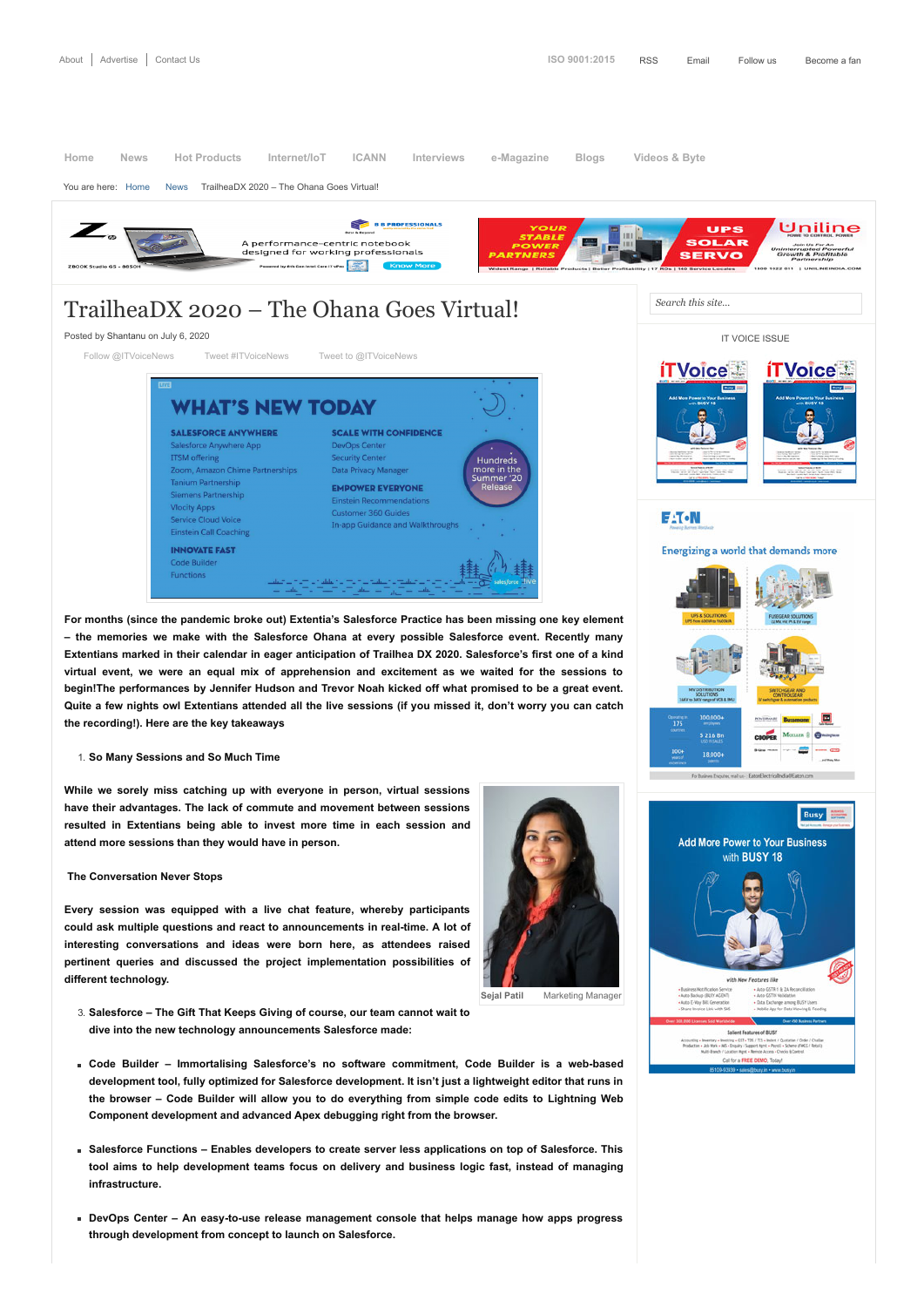# TrailheaDX 2020 – The Ohana Goes Virtual!

Posted by Shantanu on July 6, 2020

**For months (since the pandemic broke out) Extentia's Salesforce Practice has been missing one key element – the memories we make with the Salesforce Ohana at every possible Salesforce event. Recently many Extentians marked in their calendar in eager anticipation of Trailhea DX 2020. Salesforce's first one of a kind virtual event, we were an equal mix of apprehension and excitement as we waited for the sessions to begin!The performances by Jennifer Hudson and Trevor Noah kicked off what promised to be a great event. Quite a few nights owl Extentians attended all the live sessions (if you missed it, don't worry you can catch the recording!). Here are the key takeaways**

1. **So Many Sessions and So Much Time**

**While we sorely miss catching up with everyone in person, virtual sessions have their advantages. The lack of commute and movement between sessions resulted in Extentians being able to invest more time in each session and attend more sessions than they would have in person.**

**The Conversation Never Stops**

**Every session was equipped with a live chat feature, whereby participants could ask multiple questions and react to announcements in real-time. A lot of interesting conversations and ideas were born here, as attendees raised pertinent queries and discussed the project implementation possibilities of different technology.**

Sejal Patil    Marketing Manager

3. **Salesforce – The Gift That Keeps Giving of course, our team cannot wait to dive into the new technology announcements Salesforce made:**

- **Code Builder – Immortalising Salesforce's no software commitment, Code Builder is a web-based development tool, fully optimized for Salesforce development. It isn't just a lightweight editor that runs in the browser – Code Builder will allow you to do everything from simple code edits to Lightning Web Component development and advanced Apex debugging right from the browser.**
- **Salesforce Functions – Enables developers to create server less applications on top of Salesforce. This tool aims to help development teams focus on delivery and business logic fast, instead of managing infrastructure.**
- **DevOps Center – An easy-to-use release management console that helps manage how apps progress through development from concept to launch on Salesforce.**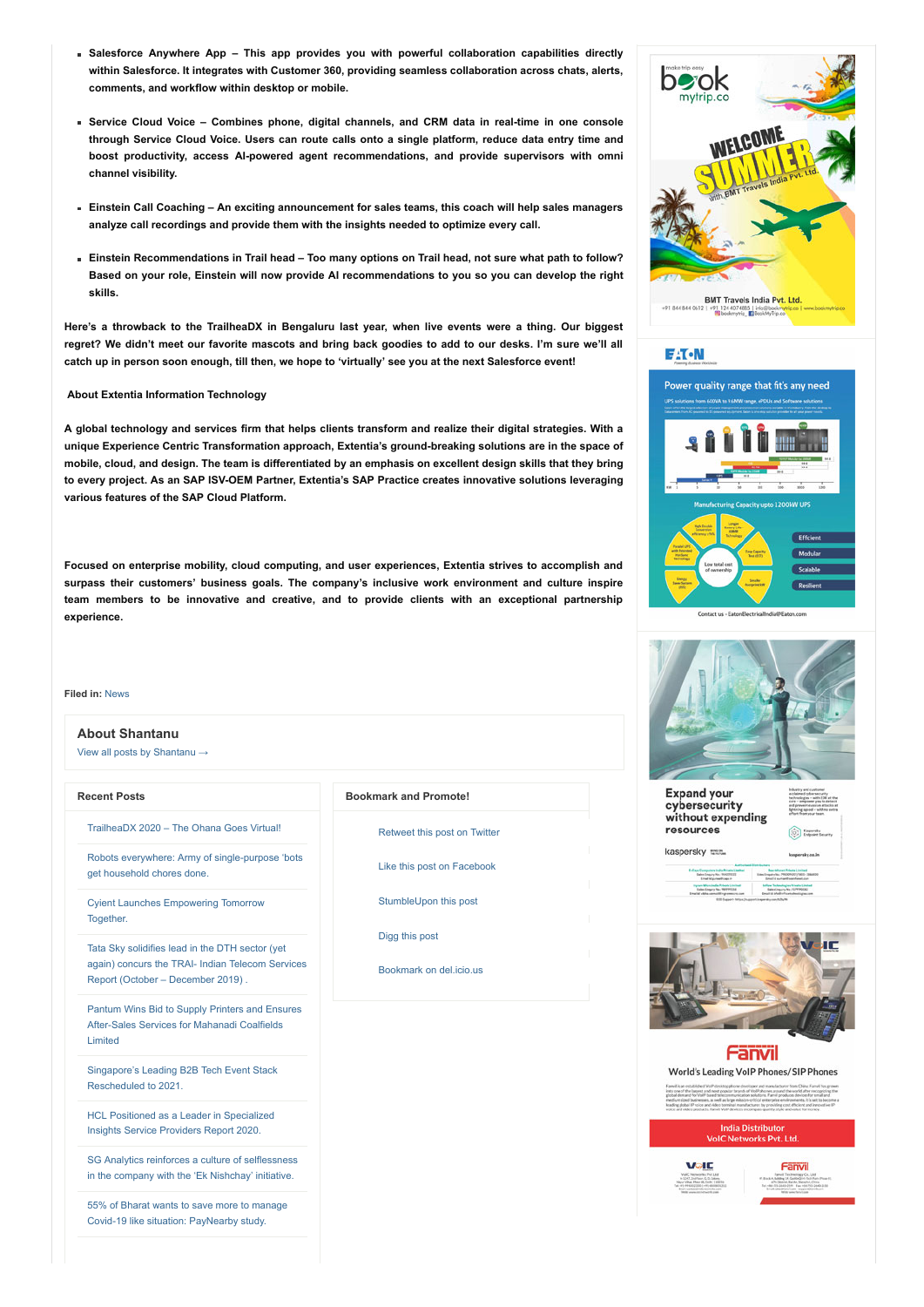- **Salesforce Anywhere App – This app provides you with powerful collaboration capabilities directly within Salesforce. It integrates with Customer 360, providing seamless collaboration across chats, alerts, comments, and workflow within desktop or mobile.**

- **Service Cloud Voice – Combines phone, digital channels, and CRM data in real-time in one console through Service Cloud Voice. Users can route calls onto a single platform, reduce data entry time and boost productivity, access AI-powered agent recommendations, and provide supervisors with omni channel visibility.**

- **Einstein Call Coaching – An exciting announcement for sales teams, this coach will help sales managers analyze call recordings and provide them with the insights needed to optimize every call.**

- **Einstein Recommendations in Trail head – Too many options on Trail head, not sure what path to follow? Based on your role, Einstein will now provide AI recommendations to you so you can develop the right skills.**

**Here's a throwback to the TrailheaDX in Bengaluru last year, when live events were a thing. Our biggest regret? We didn't meet our favorite mascots and bring back goodies to add to our desks. I'm sure we'll all catch up in person soon enough, till then, we hope to 'virtually' see you at the next Salesforce event!**

**About Extentia Information Technology**

**A global technology and services firm that helps clients transform and realize their digital strategies. With a unique Experience Centric Transformation approach, Extentia's ground-breaking solutions are in the space of mobile, cloud, and design. The team is differentiated by an emphasis on excellent design skills that they bring to every project. As an SAP ISV-OEM Partner, Extentia's SAP Practice creates innovative solutions leveraging various features of the SAP Cloud Platform.**

**Focused on enterprise mobility, cloud computing, and user experiences, Extentia strives to accomplish and surpass their customers' business goals. The company's inclusive work environment and culture inspire team members to be innovative and creative, and to provide clients with an exceptional partnership experience.**

**Filed in:** News

## About Shantanu

View all posts by Shantanu →

### Recent Posts

- TrailheaDX 2020 – The Ohana Goes Virtual!
- Robots everywhere: Army of single-purpose 'bots helping household chores done.
- Cyient Launches Empowering Tomorrow Together.
- Tata Sky solidifies lead in the DTH sector (yet again) concurs the TRAI- Indian Telecom Services Report (October – December 2019) .
- Pantum Wins Bid to Supply Printers and Ensures After-Sales Services for Mahanadi Coalfields Limited
- Singapore's Leading B2B Tech Event Stack Rescheduled to 2021.
- HCL Positioned as a Leader in Specialized Insights Service Providers Report 2020.
- SG Analytics reinforces a culture of selflessness in the company with the 'Ek Nishchay' initiative.
- 55% of Bharat wants to save more to manage Covid-19 like situation: PayNearby study.

### Bookmark and Promote!

- Retweet this post on Twitter
- Like this post on Facebook
- StumbleUpon this post
- Digg this post
- Bookmark on del.icio.us